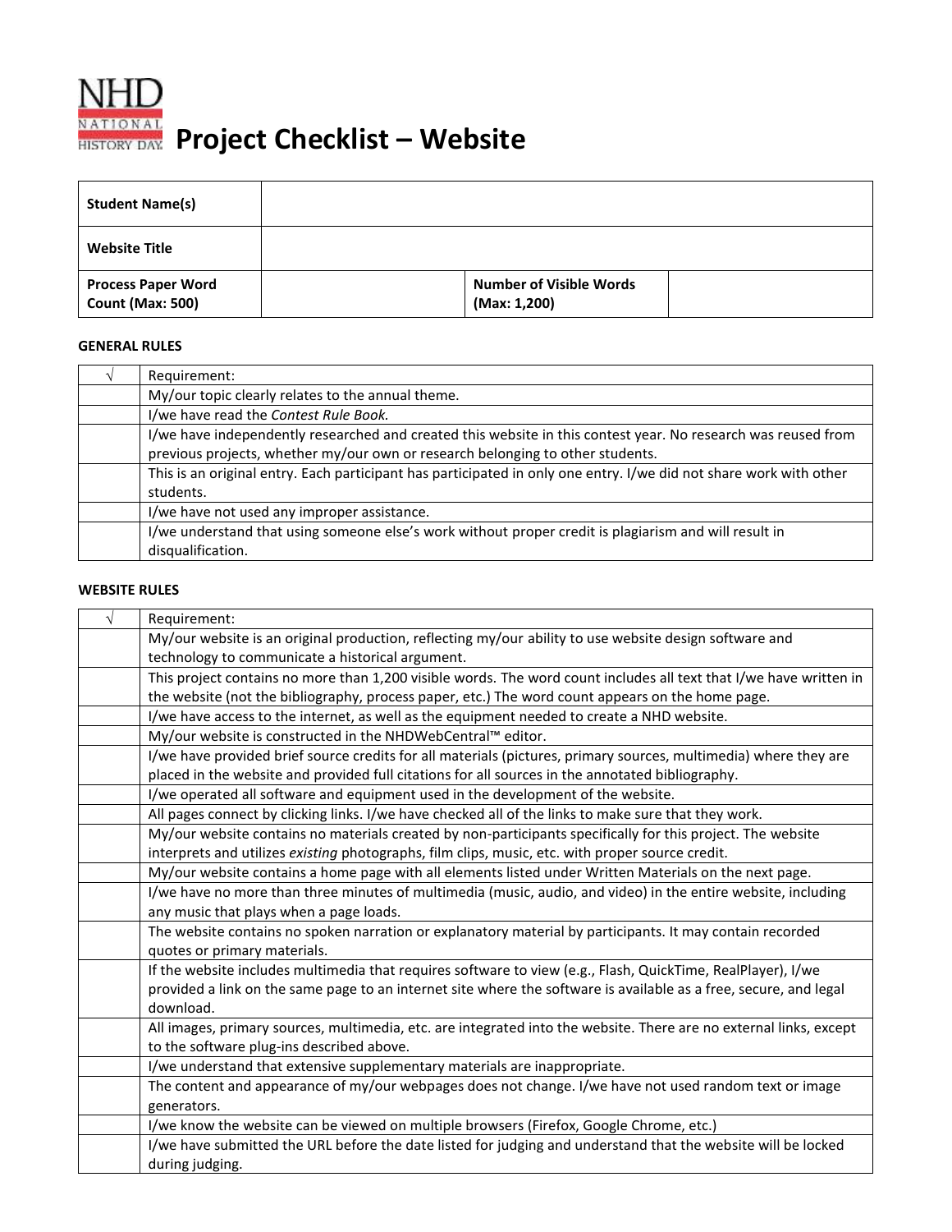# Project Checklist – Website

| Student Name(s) | | | |
|---|---|---|---|
| **Website Title** | | | |
| **Process Paper Word Count (Max: 500)** | | **Number of Visible Words (Max: 1,200)** | |

**GENERAL RULES**

| √ | Requirement: |
|---|---|
| | My/our topic clearly relates to the annual theme. |
| | I/we have read the *Contest Rule Book.* |
| | I/we have independently researched and created this website in this contest year. No research was reused from previous projects, whether my/our own or research belonging to other students. |
| | This is an original entry. Each participant has participated in only one entry. I/we did not share work with other students. |
| | I/we have not used any improper assistance. |
| | I/we understand that using someone else's work without proper credit is plagiarism and will result in disqualification. |

**WEBSITE RULES**

| √ | Requirement: |
|---|---|
| | My/our website is an original production, reflecting my/our ability to use website design software and technology to communicate a historical argument. |
| | This project contains no more than 1,200 visible words. The word count includes all text that I/we have written in the website (not the bibliography, process paper, etc.) The word count appears on the home page. |
| | I/we have access to the internet, as well as the equipment needed to create a NHD website. |
| | My/our website is constructed in the NHDWebCentral™ editor. |
| | I/we have provided brief source credits for all materials (pictures, primary sources, multimedia) where they are placed in the website and provided full citations for all sources in the annotated bibliography. |
| | I/we operated all software and equipment used in the development of the website. |
| | All pages connect by clicking links. I/we have checked all of the links to make sure that they work. |
| | My/our website contains no materials created by non-participants specifically for this project. The website interprets and utilizes *existing* photographs, film clips, music, etc. with proper source credit. |
| | My/our website contains a home page with all elements listed under Written Materials on the next page. |
| | I/we have no more than three minutes of multimedia (music, audio, and video) in the entire website, including any music that plays when a page loads. |
| | The website contains no spoken narration or explanatory material by participants. It may contain recorded quotes or primary materials. |
| | If the website includes multimedia that requires software to view (e.g., Flash, QuickTime, RealPlayer), I/we provided a link on the same page to an internet site where the software is available as a free, secure, and legal download. |
| | All images, primary sources, multimedia, etc. are integrated into the website. There are no external links, except to the software plug-ins described above. |
| | I/we understand that extensive supplementary materials are inappropriate. |
| | The content and appearance of my/our webpages does not change. I/we have not used random text or image generators. |
| | I/we know the website can be viewed on multiple browsers (Firefox, Google Chrome, etc.) |
| | I/we have submitted the URL before the date listed for judging and understand that the website will be locked during judging. |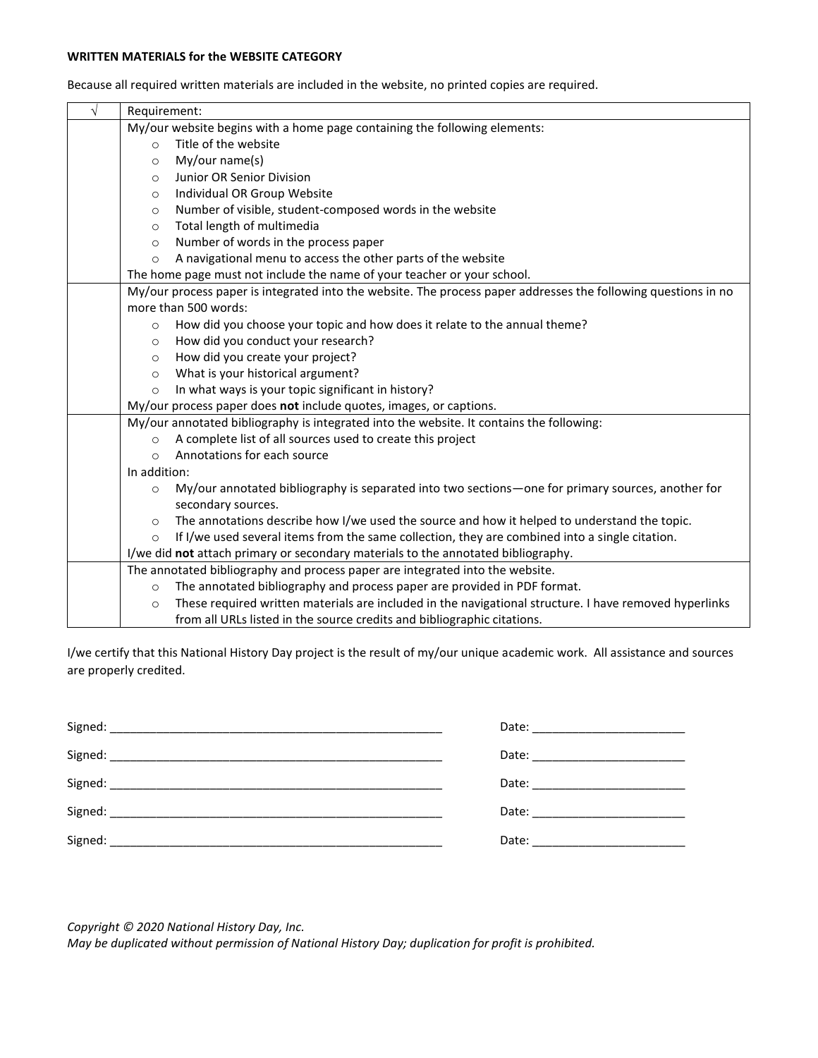**WRITTEN MATERIALS for the WEBSITE CATEGORY**

Because all required written materials are included in the website, no printed copies are required.

| √ | Requirement: |
|---|---|
| | My/our website begins with a home page containing the following elements:<br>○ Title of the website<br>○ My/our name(s)<br>○ Junior OR Senior Division<br>○ Individual OR Group Website<br>○ Number of visible, student-composed words in the website<br>○ Total length of multimedia<br>○ Number of words in the process paper<br>○ A navigational menu to access the other parts of the website<br>The home page must not include the name of your teacher or your school. |
| | My/our process paper is integrated into the website. The process paper addresses the following questions in no more than 500 words:<br>○ How did you choose your topic and how does it relate to the annual theme?<br>○ How did you conduct your research?<br>○ How did you create your project?<br>○ What is your historical argument?<br>○ In what ways is your topic significant in history?<br>My/our process paper does **not** include quotes, images, or captions. |
| | My/our annotated bibliography is integrated into the website. It contains the following:<br>○ A complete list of all sources used to create this project<br>○ Annotations for each source<br>In addition:<br>○ My/our annotated bibliography is separated into two sections—one for primary sources, another for secondary sources.<br>○ The annotations describe how I/we used the source and how it helped to understand the topic.<br>○ If I/we used several items from the same collection, they are combined into a single citation.<br>I/we did **not** attach primary or secondary materials to the annotated bibliography. |
| | The annotated bibliography and process paper are integrated into the website.<br>○ The annotated bibliography and process paper are provided in PDF format.<br>○ These required written materials are included in the navigational structure. I have removed hyperlinks from all URLs listed in the source credits and bibliographic citations. |

I/we certify that this National History Day project is the result of my/our unique academic work. All assistance and sources are properly credited.

Signed: ____________________________________________________ Date: ________________________

Signed: ____________________________________________________ Date: ________________________

Signed: ____________________________________________________ Date: ________________________

Signed: ____________________________________________________ Date: ________________________

Signed: ____________________________________________________ Date: ________________________

*Copyright © 2020 National History Day, Inc.*
*May be duplicated without permission of National History Day; duplication for profit is prohibited.*